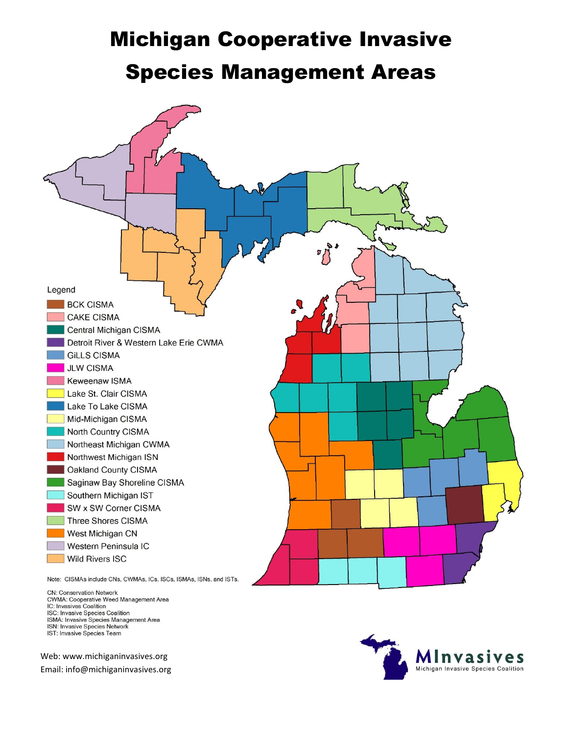# Michigan Cooperative Invasive Species Management Areas

Legend

- BCK CISMA
- CAKE CISMA
- Central Michigan CISMA
- Detroit River & Western Lake Erie CWMA
- GiLLS CISMA
- JLW CISMA
- Keweenaw ISMA
- Lake St. Clair CISMA
- Lake To Lake CISMA
- Mid-Michigan CISMA
- North Country CISMA
- Northeast Michigan CWMA
- Northwest Michigan ISN
- Oakland County CISMA
- Saginaw Bay Shoreline CISMA
- Southern Michigan IST
- SW x SW Corner CISMA
- Three Shores CISMA
- West Michigan CN
- Western Peninsula IC
- Wild Rivers ISC

Note: CISMAs include CNs, CWMAs, ICs, ISCs, ISMAs, ISNs, and ISTs.

CN: Conservation Network
CWMA: Cooperative Weed Management Area
IC: Invasives Coalition
ISC: Invasive Species Coalition
ISMA: Invasive Species Management Area
ISN: Invasive Species Network
IST: Invasive Species Team

Web: www.michiganinvasives.org
Email: info@michiganinvasives.org

MInvasives
Michigan Invasive Species Coalition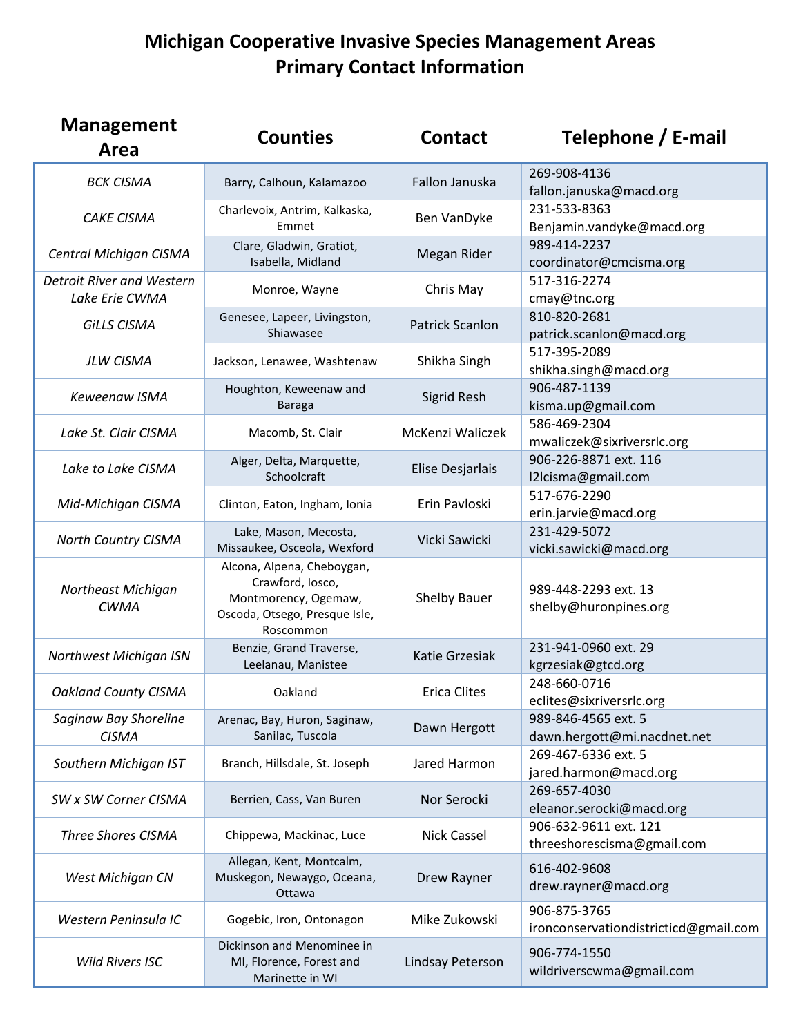# Michigan Cooperative Invasive Species Management Areas
## Primary Contact Information

| Management Area | Counties | Contact | Telephone / E-mail |
|---|---|---|---|
| *BCK CISMA* | Barry, Calhoun, Kalamazoo | Fallon Januska | 269-908-4136 fallon.januska@macd.org |
| *CAKE CISMA* | Charlevoix, Antrim, Kalkaska, Emmet | Ben VanDyke | 231-533-8363 Benjamin.vandyke@macd.org |
| *Central Michigan CISMA* | Clare, Gladwin, Gratiot, Isabella, Midland | Megan Rider | 989-414-2237 coordinator@cmcisma.org |
| *Detroit River and Western Lake Erie CWMA* | Monroe, Wayne | Chris May | 517-316-2274 cmay@tnc.org |
| *GiLLS CISMA* | Genesee, Lapeer, Livingston, Shiawasee | Patrick Scanlon | 810-820-2681 patrick.scanlon@macd.org |
| *JLW CISMA* | Jackson, Lenawee, Washtenaw | Shikha Singh | 517-395-2089 shikha.singh@macd.org |
| *Keweenaw ISMA* | Houghton, Keweenaw and Baraga | Sigrid Resh | 906-487-1139 kisma.up@gmail.com |
| *Lake St. Clair CISMA* | Macomb, St. Clair | McKenzi Waliczek | 586-469-2304 mwaliczek@sixriversrlc.org |
| *Lake to Lake CISMA* | Alger, Delta, Marquette, Schoolcraft | Elise Desjarlais | 906-226-8871 ext. 116 l2lcisma@gmail.com |
| *Mid-Michigan CISMA* | Clinton, Eaton, Ingham, Ionia | Erin Pavloski | 517-676-2290 erin.jarvie@macd.org |
| *North Country CISMA* | Lake, Mason, Mecosta, Missaukee, Osceola, Wexford | Vicki Sawicki | 231-429-5072 vicki.sawicki@macd.org |
| *Northeast Michigan CWMA* | Alcona, Alpena, Cheboygan, Crawford, Iosco, Montmorency, Ogemaw, Oscoda, Otsego, Presque Isle, Roscommon | Shelby Bauer | 989-448-2293 ext. 13 shelby@huronpines.org |
| *Northwest Michigan ISN* | Benzie, Grand Traverse, Leelanau, Manistee | Katie Grzesiak | 231-941-0960 ext. 29 kgrzesiak@gtcd.org |
| *Oakland County CISMA* | Oakland | Erica Clites | 248-660-0716 eclites@sixriversrlc.org |
| *Saginaw Bay Shoreline CISMA* | Arenac, Bay, Huron, Saginaw, Sanilac, Tuscola | Dawn Hergott | 989-846-4565 ext. 5 dawn.hergott@mi.nacdnet.net |
| *Southern Michigan IST* | Branch, Hillsdale, St. Joseph | Jared Harmon | 269-467-6336 ext. 5 jared.harmon@macd.org |
| *SW x SW Corner CISMA* | Berrien, Cass, Van Buren | Nor Serocki | 269-657-4030 eleanor.serocki@macd.org |
| *Three Shores CISMA* | Chippewa, Mackinac, Luce | Nick Cassel | 906-632-9611 ext. 121 threeshorescisma@gmail.com |
| *West Michigan CN* | Allegan, Kent, Montcalm, Muskegon, Newaygo, Oceana, Ottawa | Drew Rayner | 616-402-9608 drew.rayner@macd.org |
| *Western Peninsula IC* | Gogebic, Iron, Ontonagon | Mike Zukowski | 906-875-3765 ironconservationdistrictcd@gmail.com |
| *Wild Rivers ISC* | Dickinson and Menominee in MI, Florence, Forest and Marinette in WI | Lindsay Peterson | 906-774-1550 wildriverscwma@gmail.com |